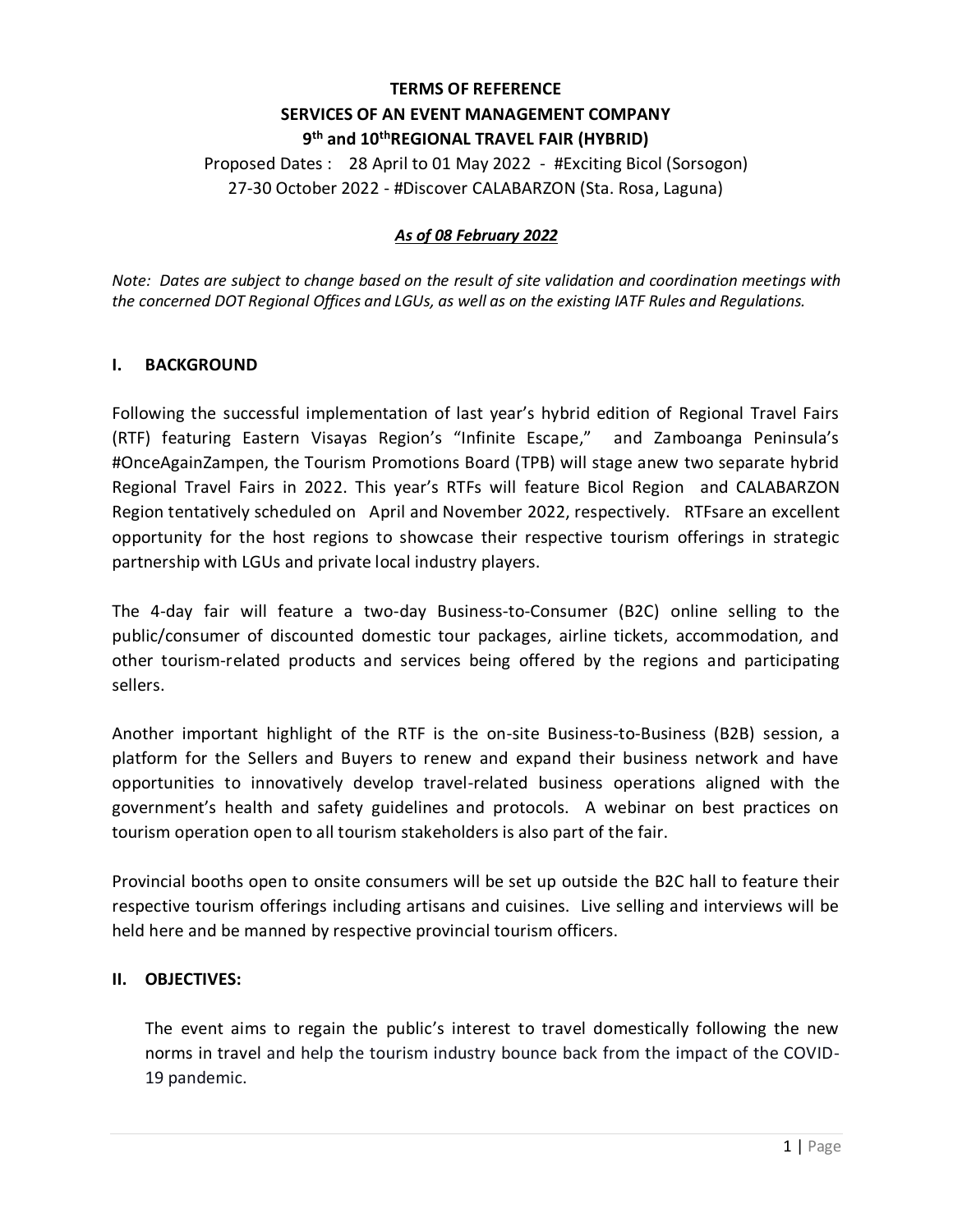**TERMS OF REFERENCE**
**SERVICES OF AN EVENT MANAGEMENT COMPANY**
**9th and 10thREGIONAL TRAVEL FAIR (HYBRID)**

Proposed Dates : 28 April to 01 May 2022 - #Exciting Bicol (Sorsogon)
27-30 October 2022 - #Discover CALABARZON (Sta. Rosa, Laguna)

***As of 08 February 2022***

*Note: Dates are subject to change based on the result of site validation and coordination meetings with the concerned DOT Regional Offices and LGUs, as well as on the existing IATF Rules and Regulations.*

## I. BACKGROUND

Following the successful implementation of last year's hybrid edition of Regional Travel Fairs (RTF) featuring Eastern Visayas Region's "Infinite Escape," and Zamboanga Peninsula's #OnceAgainZampen, the Tourism Promotions Board (TPB) will stage anew two separate hybrid Regional Travel Fairs in 2022. This year's RTFs will feature Bicol Region and CALABARZON Region tentatively scheduled on April and November 2022, respectively. RTFsare an excellent opportunity for the host regions to showcase their respective tourism offerings in strategic partnership with LGUs and private local industry players.

The 4-day fair will feature a two-day Business-to-Consumer (B2C) online selling to the public/consumer of discounted domestic tour packages, airline tickets, accommodation, and other tourism-related products and services being offered by the regions and participating sellers.

Another important highlight of the RTF is the on-site Business-to-Business (B2B) session, a platform for the Sellers and Buyers to renew and expand their business network and have opportunities to innovatively develop travel-related business operations aligned with the government's health and safety guidelines and protocols. A webinar on best practices on tourism operation open to all tourism stakeholders is also part of the fair.

Provincial booths open to onsite consumers will be set up outside the B2C hall to feature their respective tourism offerings including artisans and cuisines. Live selling and interviews will be held here and be manned by respective provincial tourism officers.

## II. OBJECTIVES:

The event aims to regain the public's interest to travel domestically following the new norms in travel and help the tourism industry bounce back from the impact of the COVID-19 pandemic.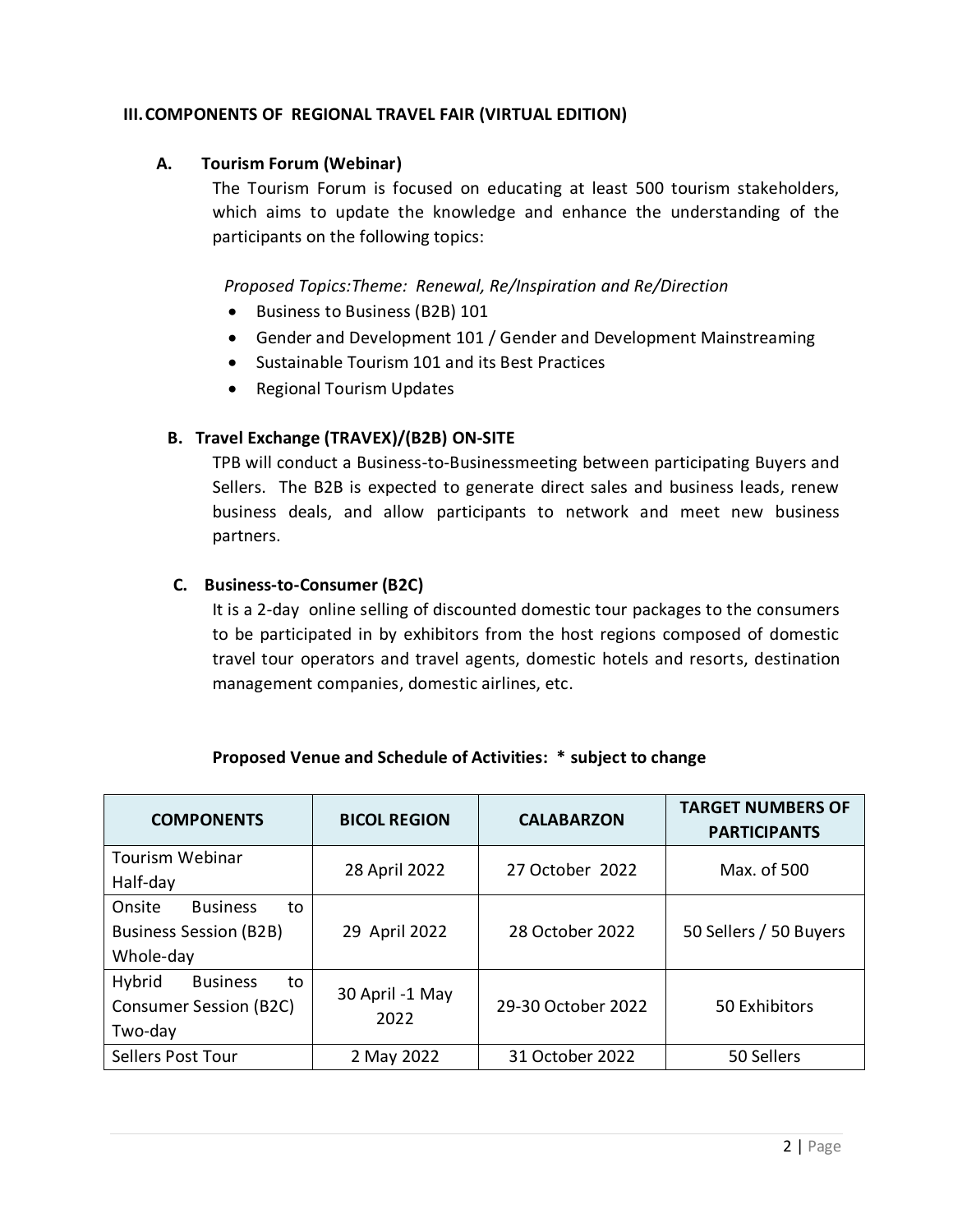## III. COMPONENTS OF REGIONAL TRAVEL FAIR (VIRTUAL EDITION)

### A. Tourism Forum (Webinar)

The Tourism Forum is focused on educating at least 500 tourism stakeholders, which aims to update the knowledge and enhance the understanding of the participants on the following topics:

*Proposed Topics:Theme: Renewal, Re/Inspiration and Re/Direction*

- Business to Business (B2B) 101
- Gender and Development 101 / Gender and Development Mainstreaming
- Sustainable Tourism 101 and its Best Practices
- Regional Tourism Updates

### B. Travel Exchange (TRAVEX)/(B2B) ON-SITE

TPB will conduct a Business-to-Businessmeeting between participating Buyers and Sellers. The B2B is expected to generate direct sales and business leads, renew business deals, and allow participants to network and meet new business partners.

### C. Business-to-Consumer (B2C)

It is a 2-day online selling of discounted domestic tour packages to the consumers to be participated in by exhibitors from the host regions composed of domestic travel tour operators and travel agents, domestic hotels and resorts, destination management companies, domestic airlines, etc.

**Proposed Venue and Schedule of Activities: * subject to change**

| COMPONENTS | BICOL REGION | CALABARZON | TARGET NUMBERS OF PARTICIPANTS |
|---|---|---|---|
| Tourism Webinar Half-day | 28 April 2022 | 27 October 2022 | Max. of 500 |
| Onsite Business to Business Session (B2B) Whole-day | 29 April 2022 | 28 October 2022 | 50 Sellers / 50 Buyers |
| Hybrid Business to Consumer Session (B2C) Two-day | 30 April -1 May 2022 | 29-30 October 2022 | 50 Exhibitors |
| Sellers Post Tour | 2 May 2022 | 31 October 2022 | 50 Sellers |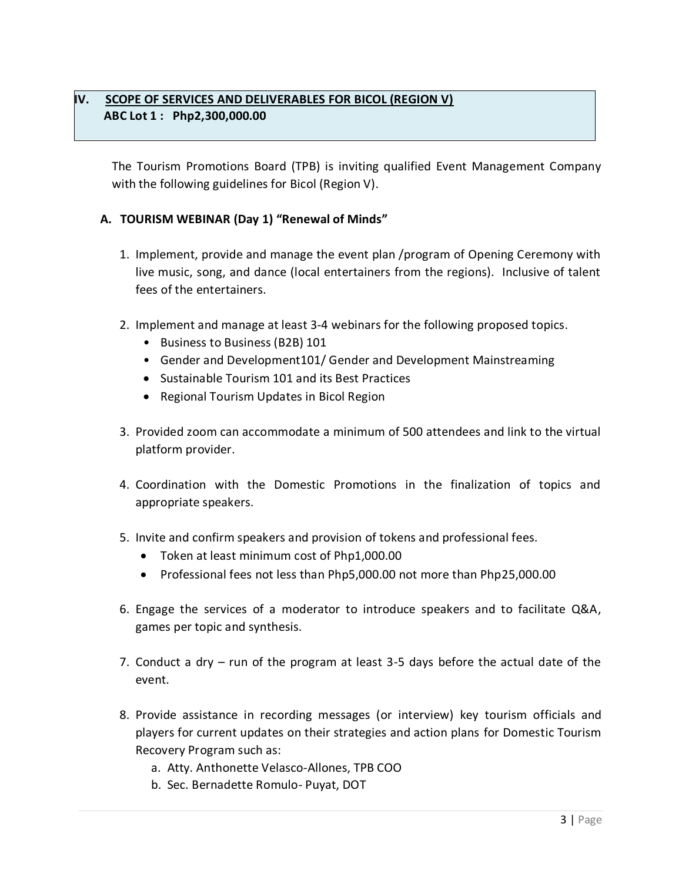## IV. SCOPE OF SERVICES AND DELIVERABLES FOR BICOL (REGION V)

**ABC Lot 1 : Php2,300,000.00**

The Tourism Promotions Board (TPB) is inviting qualified Event Management Company with the following guidelines for Bicol (Region V).

### A. TOURISM WEBINAR (Day 1) "Renewal of Minds"

1. Implement, provide and manage the event plan /program of Opening Ceremony with live music, song, and dance (local entertainers from the regions). Inclusive of talent fees of the entertainers.

2. Implement and manage at least 3-4 webinars for the following proposed topics.
   - Business to Business (B2B) 101
   - Gender and Development101/ Gender and Development Mainstreaming
   - Sustainable Tourism 101 and its Best Practices
   - Regional Tourism Updates in Bicol Region

3. Provided zoom can accommodate a minimum of 500 attendees and link to the virtual platform provider.

4. Coordination with the Domestic Promotions in the finalization of topics and appropriate speakers.

5. Invite and confirm speakers and provision of tokens and professional fees.
   - Token at least minimum cost of Php1,000.00
   - Professional fees not less than Php5,000.00 not more than Php25,000.00

6. Engage the services of a moderator to introduce speakers and to facilitate Q&A, games per topic and synthesis.

7. Conduct a dry – run of the program at least 3-5 days before the actual date of the event.

8. Provide assistance in recording messages (or interview) key tourism officials and players for current updates on their strategies and action plans for Domestic Tourism Recovery Program such as:
   a. Atty. Anthonette Velasco-Allones, TPB COO
   b. Sec. Bernadette Romulo- Puyat, DOT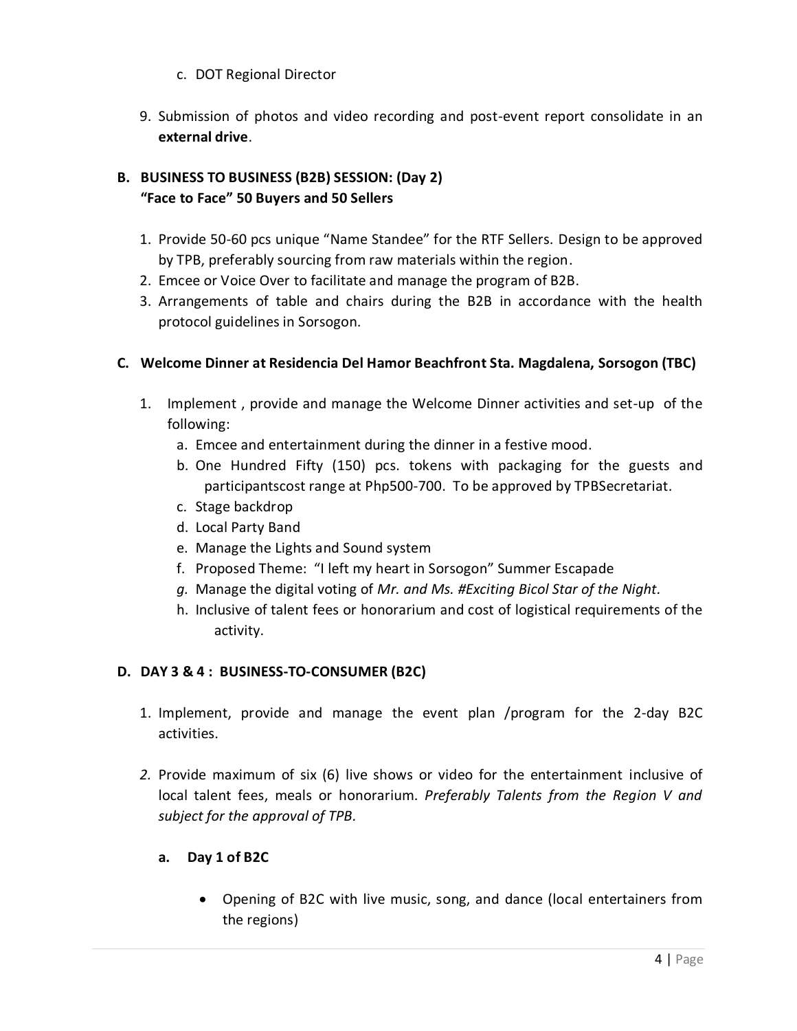c. DOT Regional Director

9. Submission of photos and video recording and post-event report consolidate in an **external drive**.

## B. BUSINESS TO BUSINESS (B2B) SESSION: (Day 2) "Face to Face" 50 Buyers and 50 Sellers

1. Provide 50-60 pcs unique "Name Standee" for the RTF Sellers. Design to be approved by TPB, preferably sourcing from raw materials within the region.
2. Emcee or Voice Over to facilitate and manage the program of B2B.
3. Arrangements of table and chairs during the B2B in accordance with the health protocol guidelines in Sorsogon.

## C. Welcome Dinner at Residencia Del Hamor Beachfront Sta. Magdalena, Sorsogon (TBC)

1. Implement , provide and manage the Welcome Dinner activities and set-up of the following:
   a. Emcee and entertainment during the dinner in a festive mood.
   b. One Hundred Fifty (150) pcs. tokens with packaging for the guests and participantscost range at Php500-700. To be approved by TPBSecretariat.
   c. Stage backdrop
   d. Local Party Band
   e. Manage the Lights and Sound system
   f. Proposed Theme: "I left my heart in Sorsogon" Summer Escapade
   g. *Manage the digital voting of Mr. and Ms. #Exciting Bicol Star of the Night.*
   h. Inclusive of talent fees or honorarium and cost of logistical requirements of the activity.

## D. DAY 3 & 4 : BUSINESS-TO-CONSUMER (B2C)

1. Implement, provide and manage the event plan /program for the 2-day B2C activities.

2. Provide maximum of six (6) live shows or video for the entertainment inclusive of local talent fees, meals or honorarium. *Preferably Talents from the Region V and subject for the approval of TPB.*

   **a. Day 1 of B2C**

   - Opening of B2C with live music, song, and dance (local entertainers from the regions)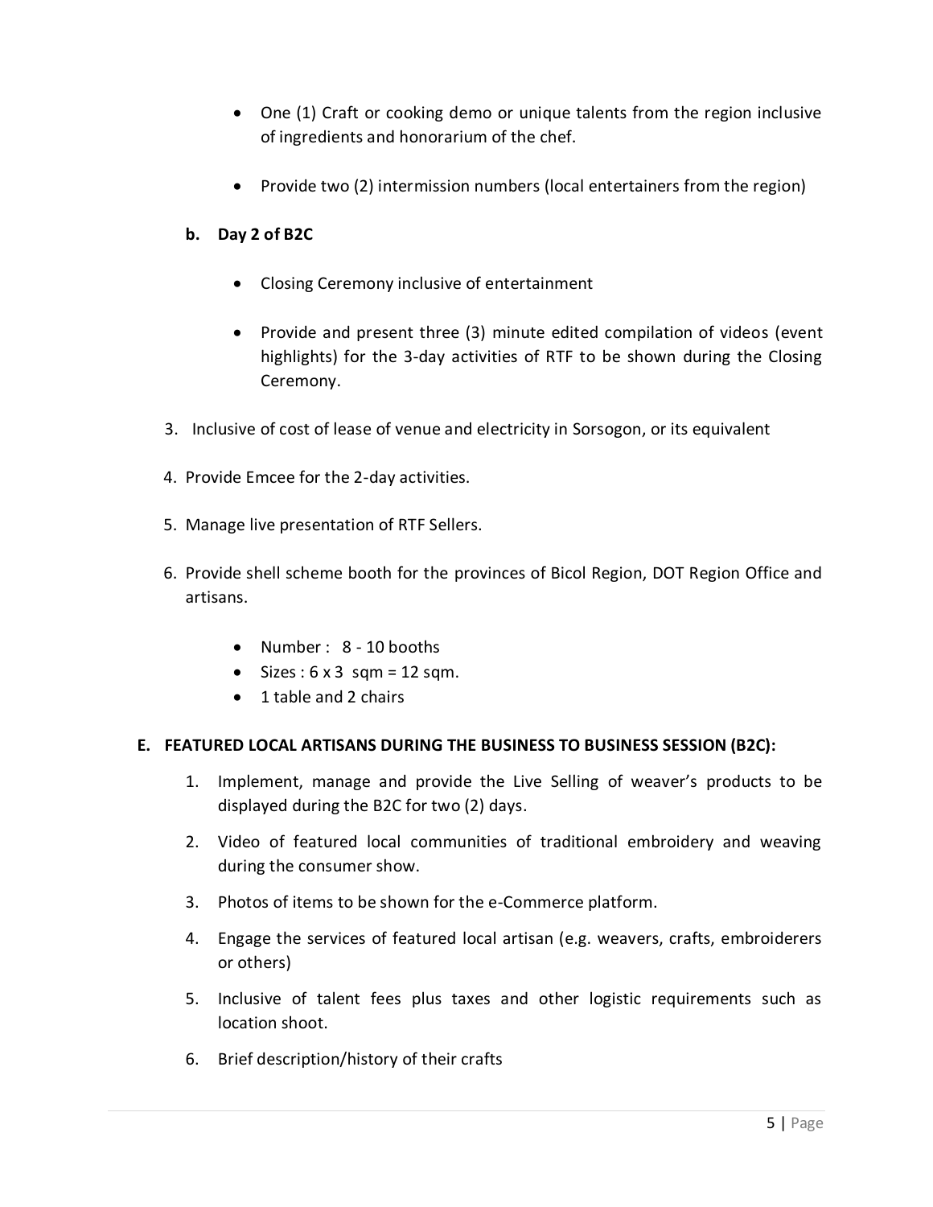- One (1) Craft or cooking demo or unique talents from the region inclusive of ingredients and honorarium of the chef.

- Provide two (2) intermission numbers (local entertainers from the region)

**b. Day 2 of B2C**

- Closing Ceremony inclusive of entertainment

- Provide and present three (3) minute edited compilation of videos (event highlights) for the 3-day activities of RTF to be shown during the Closing Ceremony.

3. Inclusive of cost of lease of venue and electricity in Sorsogon, or its equivalent

4. Provide Emcee for the 2-day activities.

5. Manage live presentation of RTF Sellers.

6. Provide shell scheme booth for the provinces of Bicol Region, DOT Region Office and artisans.

    - Number : 8 - 10 booths
    - Sizes : 6 x 3 sqm = 12 sqm.
    - 1 table and 2 chairs

**E. FEATURED LOCAL ARTISANS DURING THE BUSINESS TO BUSINESS SESSION (B2C):**

1. Implement, manage and provide the Live Selling of weaver's products to be displayed during the B2C for two (2) days.
2. Video of featured local communities of traditional embroidery and weaving during the consumer show.
3. Photos of items to be shown for the e-Commerce platform.
4. Engage the services of featured local artisan (e.g. weavers, crafts, embroiderers or others)
5. Inclusive of talent fees plus taxes and other logistic requirements such as location shoot.
6. Brief description/history of their crafts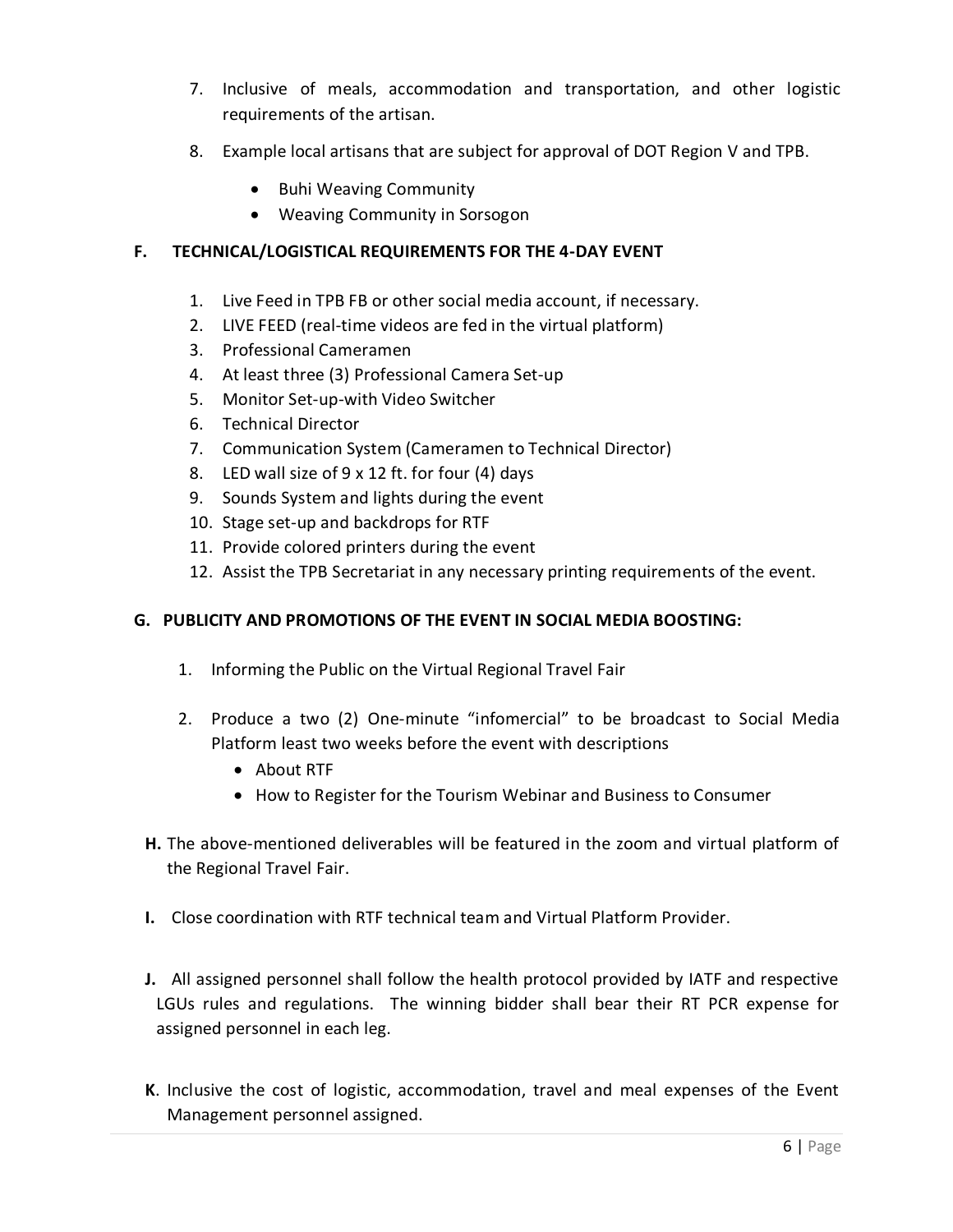7. Inclusive of meals, accommodation and transportation, and other logistic requirements of the artisan.

8. Example local artisans that are subject for approval of DOT Region V and TPB.

   - Buhi Weaving Community
   - Weaving Community in Sorsogon

**F. TECHNICAL/LOGISTICAL REQUIREMENTS FOR THE 4-DAY EVENT**

1. Live Feed in TPB FB or other social media account, if necessary.
2. LIVE FEED (real-time videos are fed in the virtual platform)
3. Professional Cameramen
4. At least three (3) Professional Camera Set-up
5. Monitor Set-up-with Video Switcher
6. Technical Director
7. Communication System (Cameramen to Technical Director)
8. LED wall size of 9 x 12 ft. for four (4) days
9. Sounds System and lights during the event
10. Stage set-up and backdrops for RTF
11. Provide colored printers during the event
12. Assist the TPB Secretariat in any necessary printing requirements of the event.

**G. PUBLICITY AND PROMOTIONS OF THE EVENT IN SOCIAL MEDIA BOOSTING:**

1. Informing the Public on the Virtual Regional Travel Fair

2. Produce a two (2) One-minute "infomercial" to be broadcast to Social Media Platform least two weeks before the event with descriptions
   - About RTF
   - How to Register for the Tourism Webinar and Business to Consumer

**H.** The above-mentioned deliverables will be featured in the zoom and virtual platform of the Regional Travel Fair.

**I.** Close coordination with RTF technical team and Virtual Platform Provider.

**J.** All assigned personnel shall follow the health protocol provided by IATF and respective LGUs rules and regulations. The winning bidder shall bear their RT PCR expense for assigned personnel in each leg.

**K**. Inclusive the cost of logistic, accommodation, travel and meal expenses of the Event Management personnel assigned.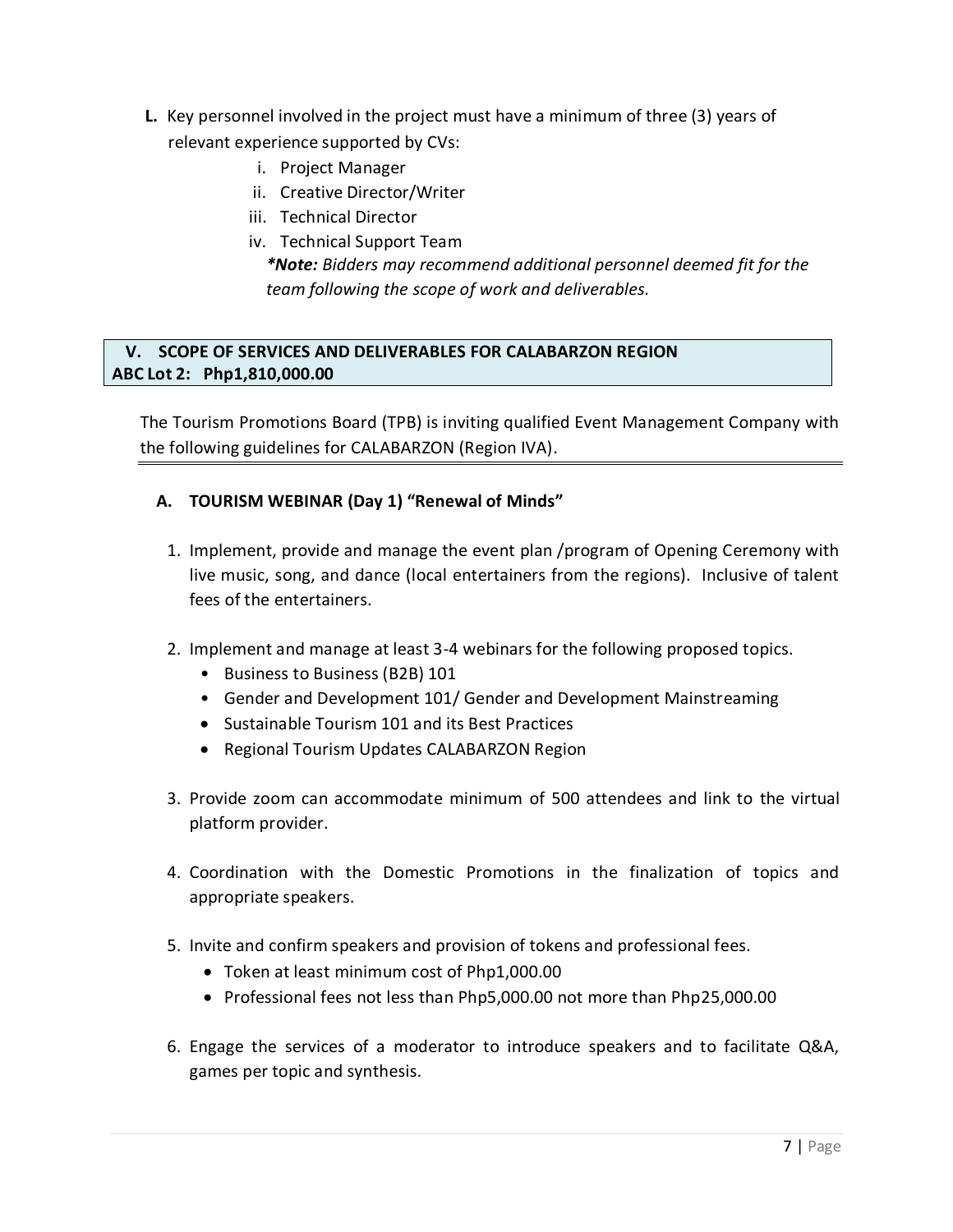**L.** Key personnel involved in the project must have a minimum of three (3) years of relevant experience supported by CVs:

   i. Project Manager
   ii. Creative Director/Writer
   iii. Technical Director
   iv. Technical Support Team

   ***Note:** Bidders may recommend additional personnel deemed fit for the team following the scope of work and deliverables.*

## V. SCOPE OF SERVICES AND DELIVERABLES FOR CALABARZON REGION
**ABC Lot 2: Php1,810,000.00**

The Tourism Promotions Board (TPB) is inviting qualified Event Management Company with the following guidelines for CALABARZON (Region IVA).

### A. TOURISM WEBINAR (Day 1) "Renewal of Minds"

1. Implement, provide and manage the event plan /program of Opening Ceremony with live music, song, and dance (local entertainers from the regions). Inclusive of talent fees of the entertainers.

2. Implement and manage at least 3-4 webinars for the following proposed topics.
   - Business to Business (B2B) 101
   - Gender and Development 101/ Gender and Development Mainstreaming
   - Sustainable Tourism 101 and its Best Practices
   - Regional Tourism Updates CALABARZON Region

3. Provide zoom can accommodate minimum of 500 attendees and link to the virtual platform provider.

4. Coordination with the Domestic Promotions in the finalization of topics and appropriate speakers.

5. Invite and confirm speakers and provision of tokens and professional fees.
   - Token at least minimum cost of Php1,000.00
   - Professional fees not less than Php5,000.00 not more than Php25,000.00

6. Engage the services of a moderator to introduce speakers and to facilitate Q&A, games per topic and synthesis.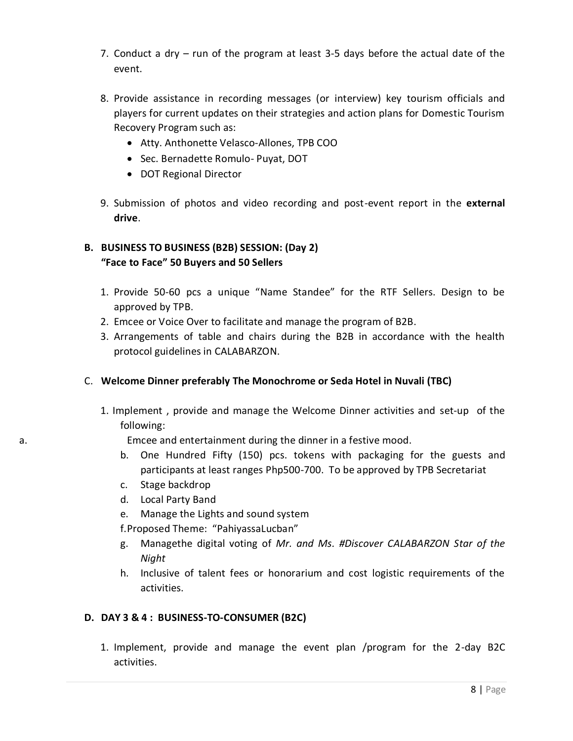7. Conduct a dry – run of the program at least 3-5 days before the actual date of the event.

8. Provide assistance in recording messages (or interview) key tourism officials and players for current updates on their strategies and action plans for Domestic Tourism Recovery Program such as:
   - Atty. Anthonette Velasco-Allones, TPB COO
   - Sec. Bernadette Romulo- Puyat, DOT
   - DOT Regional Director

9. Submission of photos and video recording and post-event report in the **external drive**.

**B. BUSINESS TO BUSINESS (B2B) SESSION: (Day 2)**
**"Face to Face" 50 Buyers and 50 Sellers**

1. Provide 50-60 pcs a unique "Name Standee" for the RTF Sellers. Design to be approved by TPB.
2. Emcee or Voice Over to facilitate and manage the program of B2B.
3. Arrangements of table and chairs during the B2B in accordance with the health protocol guidelines in CALABARZON.

C. **Welcome Dinner preferably The Monochrome or Seda Hotel in Nuvali (TBC)**

1. Implement , provide and manage the Welcome Dinner activities and set-up of the following:
   a. Emcee and entertainment during the dinner in a festive mood.
   b. One Hundred Fifty (150) pcs. tokens with packaging for the guests and participants at least ranges Php500-700. To be approved by TPB Secretariat
   c. Stage backdrop
   d. Local Party Band
   e. Manage the Lights and sound system
   f. Proposed Theme: "PahiyassaLucban"
   g. Managethe digital voting of *Mr. and Ms. #Discover CALABARZON Star of the Night*
   h. Inclusive of talent fees or honorarium and cost logistic requirements of the activities.

**D. DAY 3 & 4 : BUSINESS-TO-CONSUMER (B2C)**

1. Implement, provide and manage the event plan /program for the 2-day B2C activities.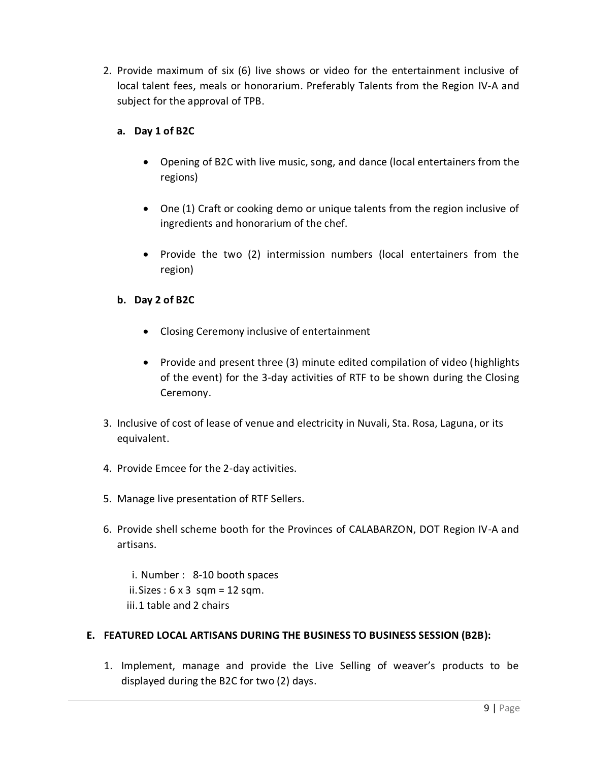2. Provide maximum of six (6) live shows or video for the entertainment inclusive of local talent fees, meals or honorarium. Preferably Talents from the Region IV-A and subject for the approval of TPB.

   **a. Day 1 of B2C**

   - Opening of B2C with live music, song, and dance (local entertainers from the regions)

   - One (1) Craft or cooking demo or unique talents from the region inclusive of ingredients and honorarium of the chef.

   - Provide the two (2) intermission numbers (local entertainers from the region)

   **b. Day 2 of B2C**

   - Closing Ceremony inclusive of entertainment

   - Provide and present three (3) minute edited compilation of video (highlights of the event) for the 3-day activities of RTF to be shown during the Closing Ceremony.

3. Inclusive of cost of lease of venue and electricity in Nuvali, Sta. Rosa, Laguna, or its equivalent.

4. Provide Emcee for the 2-day activities.

5. Manage live presentation of RTF Sellers.

6. Provide shell scheme booth for the Provinces of CALABARZON, DOT Region IV-A and artisans.

   i. Number : 8-10 booth spaces
   ii. Sizes : 6 x 3 sqm = 12 sqm.
   iii. 1 table and 2 chairs

**E. FEATURED LOCAL ARTISANS DURING THE BUSINESS TO BUSINESS SESSION (B2B):**

1. Implement, manage and provide the Live Selling of weaver's products to be displayed during the B2C for two (2) days.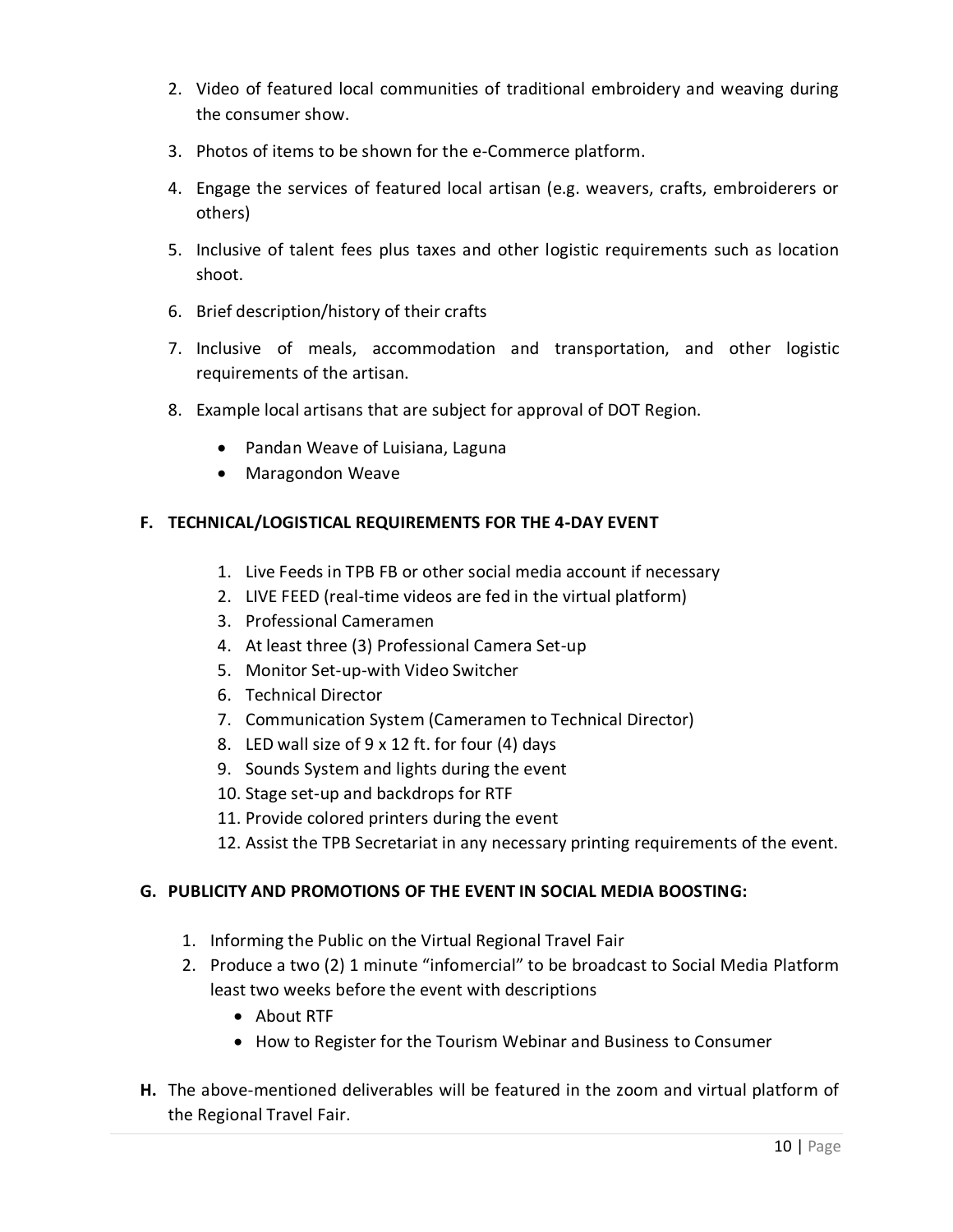2. Video of featured local communities of traditional embroidery and weaving during the consumer show.
3. Photos of items to be shown for the e-Commerce platform.
4. Engage the services of featured local artisan (e.g. weavers, crafts, embroiderers or others)
5. Inclusive of talent fees plus taxes and other logistic requirements such as location shoot.
6. Brief description/history of their crafts
7. Inclusive of meals, accommodation and transportation, and other logistic requirements of the artisan.
8. Example local artisans that are subject for approval of DOT Region.
   - Pandan Weave of Luisiana, Laguna
   - Maragondon Weave

**F. TECHNICAL/LOGISTICAL REQUIREMENTS FOR THE 4-DAY EVENT**

1. Live Feeds in TPB FB or other social media account if necessary
2. LIVE FEED (real-time videos are fed in the virtual platform)
3. Professional Cameramen
4. At least three (3) Professional Camera Set-up
5. Monitor Set-up-with Video Switcher
6. Technical Director
7. Communication System (Cameramen to Technical Director)
8. LED wall size of 9 x 12 ft. for four (4) days
9. Sounds System and lights during the event
10. Stage set-up and backdrops for RTF
11. Provide colored printers during the event
12. Assist the TPB Secretariat in any necessary printing requirements of the event.

**G. PUBLICITY AND PROMOTIONS OF THE EVENT IN SOCIAL MEDIA BOOSTING:**

1. Informing the Public on the Virtual Regional Travel Fair
2. Produce a two (2) 1 minute "infomercial" to be broadcast to Social Media Platform least two weeks before the event with descriptions
   - About RTF
   - How to Register for the Tourism Webinar and Business to Consumer

**H.** The above-mentioned deliverables will be featured in the zoom and virtual platform of the Regional Travel Fair.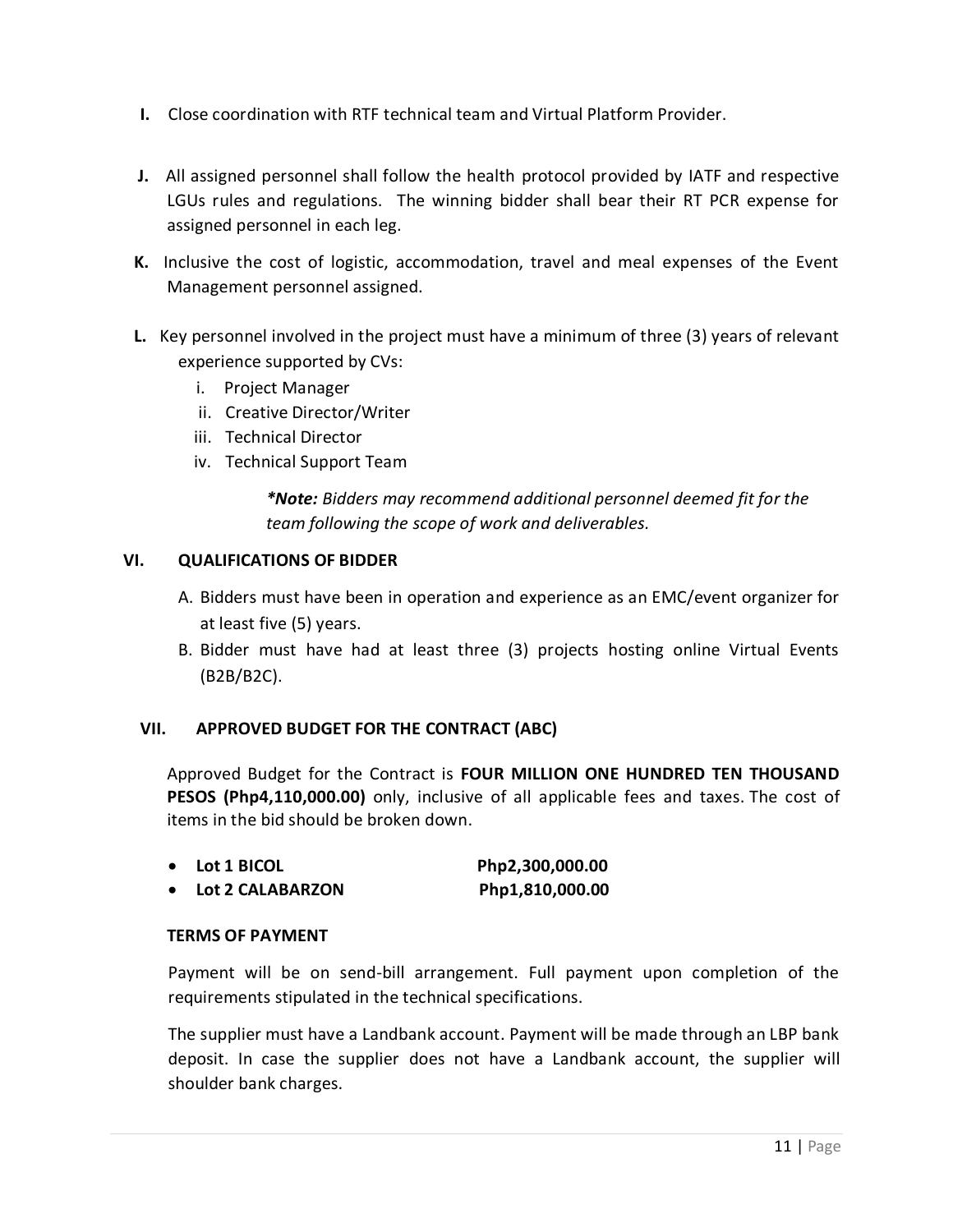I. Close coordination with RTF technical team and Virtual Platform Provider.

J. All assigned personnel shall follow the health protocol provided by IATF and respective LGUs rules and regulations. The winning bidder shall bear their RT PCR expense for assigned personnel in each leg.

K. Inclusive the cost of logistic, accommodation, travel and meal expenses of the Event Management personnel assigned.

L. Key personnel involved in the project must have a minimum of three (3) years of relevant experience supported by CVs:
   i. Project Manager
   ii. Creative Director/Writer
   iii. Technical Director
   iv. Technical Support Team

   ***Note:** Bidders may recommend additional personnel deemed fit for the team following the scope of work and deliverables.*

## VI. QUALIFICATIONS OF BIDDER

A. Bidders must have been in operation and experience as an EMC/event organizer for at least five (5) years.

B. Bidder must have had at least three (3) projects hosting online Virtual Events (B2B/B2C).

## VII. APPROVED BUDGET FOR THE CONTRACT (ABC)

Approved Budget for the Contract is **FOUR MILLION ONE HUNDRED TEN THOUSAND PESOS (Php4,110,000.00)** only, inclusive of all applicable fees and taxes. The cost of items in the bid should be broken down.

- **Lot 1 BICOL** **Php2,300,000.00**
- **Lot 2 CALABARZON** **Php1,810,000.00**

**TERMS OF PAYMENT**

Payment will be on send-bill arrangement. Full payment upon completion of the requirements stipulated in the technical specifications.

The supplier must have a Landbank account. Payment will be made through an LBP bank deposit. In case the supplier does not have a Landbank account, the supplier will shoulder bank charges.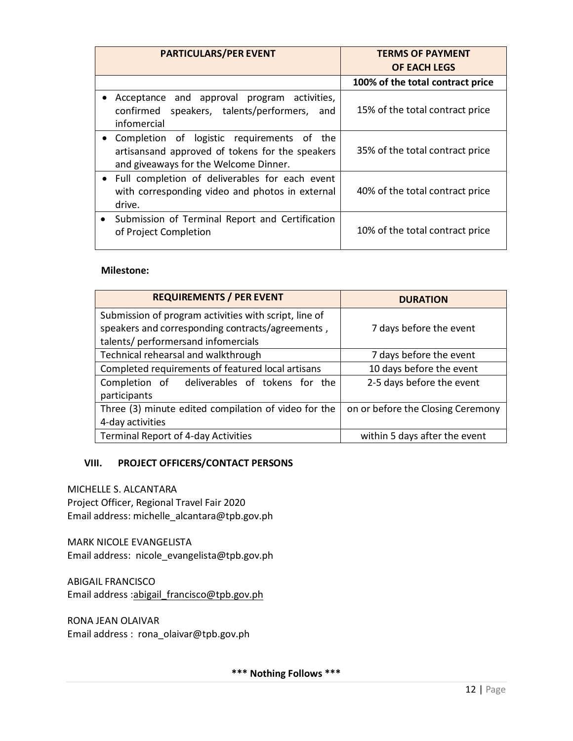| PARTICULARS/PER EVENT | TERMS OF PAYMENT OF EACH LEGS |
|---|---|
| | **100% of the total contract price** |
| • Acceptance and approval program activities, confirmed speakers, talents/performers, and infomercial | 15% of the total contract price |
| • Completion of logistic requirements of the artisansand approved of tokens for the speakers and giveaways for the Welcome Dinner. | 35% of the total contract price |
| • Full completion of deliverables for each event with corresponding video and photos in external drive. | 40% of the total contract price |
| • Submission of Terminal Report and Certification of Project Completion | 10% of the total contract price |

**Milestone:**

| REQUIREMENTS / PER EVENT | DURATION |
|---|---|
| Submission of program activities with script, line of speakers and corresponding contracts/agreements , talents/ performersand infomercials | 7 days before the event |
| Technical rehearsal and walkthrough | 7 days before the event |
| Completed requirements of featured local artisans | 10 days before the event |
| Completion of deliverables of tokens for the participants | 2-5 days before the event |
| Three (3) minute edited compilation of video for the 4-day activities | on or before the Closing Ceremony |
| Terminal Report of 4-day Activities | within 5 days after the event |

## VIII. PROJECT OFFICERS/CONTACT PERSONS

MICHELLE S. ALCANTARA
Project Officer, Regional Travel Fair 2020
Email address: michelle_alcantara@tpb.gov.ph

MARK NICOLE EVANGELISTA
Email address: nicole_evangelista@tpb.gov.ph

ABIGAIL FRANCISCO
Email address :abigail_francisco@tpb.gov.ph

RONA JEAN OLAIVAR
Email address : rona_olaivar@tpb.gov.ph

**\*\*\* Nothing Follows \*\*\***